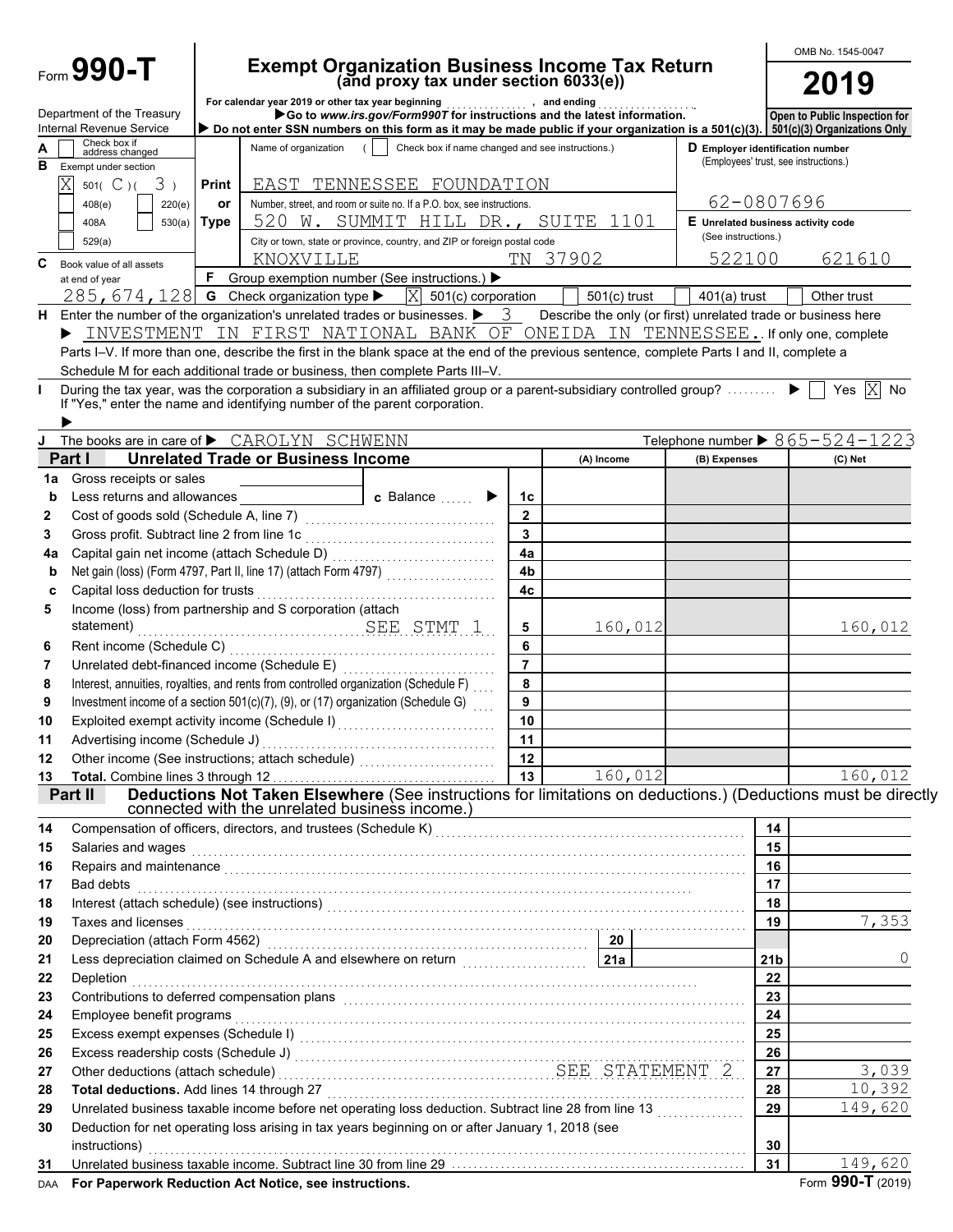Form **990-T**

Department of the Treasury
Internal Revenue Service

# Exempt Organization Business Income Tax Return
## (and proxy tax under section 6033(e))

For calendar year 2019 or other tax year beginning , and ending .

▶ Go to *www.irs.gov/Form990T* for instructions and the latest information.

▶ Do not enter SSN numbers on this form as it may be made public if your organization is a 501(c)(3).

OMB No. 1545-0047

**2019**

Open to Public Inspection for 501(c)(3) Organizations Only

**A** Check box if address changed

**B** Exempt under section
[X] 501( C )( 3 )
[ ] 408(e) [ ] 220(e)
[ ] 408A [ ] 530(a)
[ ] 529(a)

**Print or Type**

Name of organization ( [ ] Check box if name changed and see instructions.)
EAST TENNESSEE FOUNDATION

Number, street, and room or suite no. If a P.O. box, see instructions.
520 W. SUMMIT HILL DR., SUITE 1101

City or town, state or province, country, and ZIP or foreign postal code
KNOXVILLE TN 37902

**D** Employer identification number (Employees' trust, see instructions.)
62-0807696

**E** Unrelated business activity code (See instructions.)
522100 621610

**C** Book value of all assets at end of year
285,674,128

**F** Group exemption number (See instructions.) ▶

**G** Check organization type ▶ [X] 501(c) corporation [ ] 501(c) trust [ ] 401(a) trust [ ] Other trust

**H** Enter the number of the organization's unrelated trades or businesses. ▶ 3 Describe the only (or first) unrelated trade or business here ▶ INVESTMENT IN FIRST NATIONAL BANK OF ONEIDA IN TENNESSEE. If only one, complete Parts I–V. If more than one, describe the first in the blank space at the end of the previous sentence, complete Parts I and II, complete a Schedule M for each additional trade or business, then complete Parts III–V.

**I** During the tax year, was the corporation a subsidiary in an affiliated group or a parent-subsidiary controlled group? ▶ [ ] Yes [X] No
If "Yes," enter the name and identifying number of the parent corporation. ▶

**J** The books are in care of ▶ CAROLYN SCHWENN Telephone number ▶ 865-524-1223

## Part I Unrelated Trade or Business Income

| | | | (A) Income | (B) Expenses | (C) Net |
|---|---|---|---|---|---|
| 1a | Gross receipts or sales | | | | |
| b | Less returns and allowances c Balance ▶ | 1c | | | |
| 2 | Cost of goods sold (Schedule A, line 7) | 2 | | | |
| 3 | Gross profit. Subtract line 2 from line 1c | 3 | | | |
| 4a | Capital gain net income (attach Schedule D) | 4a | | | |
| b | Net gain (loss) (Form 4797, Part II, line 17) (attach Form 4797) | 4b | | | |
| c | Capital loss deduction for trusts | 4c | | | |
| 5 | Income (loss) from partnership and S corporation (attach statement) SEE STMT 1 | 5 | 160,012 | | 160,012 |
| 6 | Rent income (Schedule C) | 6 | | | |
| 7 | Unrelated debt-financed income (Schedule E) | 7 | | | |
| 8 | Interest, annuities, royalties, and rents from controlled organization (Schedule F) | 8 | | | |
| 9 | Investment income of a section 501(c)(7), (9), or (17) organization (Schedule G) | 9 | | | |
| 10 | Exploited exempt activity income (Schedule I) | 10 | | | |
| 11 | Advertising income (Schedule J) | 11 | | | |
| 12 | Other income (See instructions; attach schedule) | 12 | | | |
| 13 | **Total.** Combine lines 3 through 12 | 13 | 160,012 | | 160,012 |

## Part II Deductions Not Taken Elsewhere (See instructions for limitations on deductions.) (Deductions must be directly connected with the unrelated business income.)

| | | | |
|---|---|---|---|
| 14 | Compensation of officers, directors, and trustees (Schedule K) | 14 | |
| 15 | Salaries and wages | 15 | |
| 16 | Repairs and maintenance | 16 | |
| 17 | Bad debts | 17 | |
| 18 | Interest (attach schedule) (see instructions) | 18 | |
| 19 | Taxes and licenses | 19 | 7,353 |
| 20 | Depreciation (attach Form 4562) — 20 | | |
| 21 | Less depreciation claimed on Schedule A and elsewhere on return — 21a | 21b | 0 |
| 22 | Depletion | 22 | |
| 23 | Contributions to deferred compensation plans | 23 | |
| 24 | Employee benefit programs | 24 | |
| 25 | Excess exempt expenses (Schedule I) | 25 | |
| 26 | Excess readership costs (Schedule J) | 26 | |
| 27 | Other deductions (attach schedule) SEE STATEMENT 2 | 27 | 3,039 |
| 28 | **Total deductions.** Add lines 14 through 27 | 28 | 10,392 |
| 29 | Unrelated business taxable income before net operating loss deduction. Subtract line 28 from line 13 | 29 | 149,620 |
| 30 | Deduction for net operating loss arising in tax years beginning on or after January 1, 2018 (see instructions) | 30 | |
| 31 | Unrelated business taxable income. Subtract line 30 from line 29 | 31 | 149,620 |

DAA **For Paperwork Reduction Act Notice, see instructions.** Form **990-T** (2019)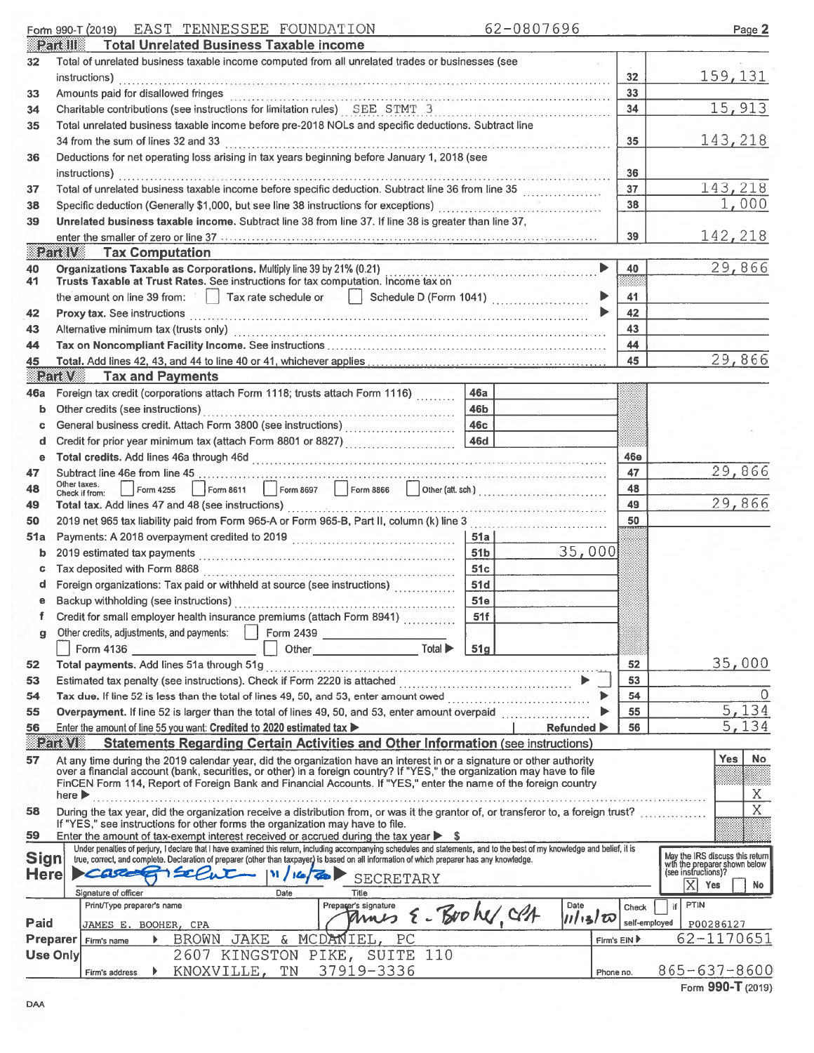Form 990-T (2019) EAST TENNESSEE FOUNDATION 62-0807696 Page 2

## Part III Total Unrelated Business Taxable income

| Line | Description | | Amount |
|---|---|---|---|
| 32 | Total of unrelated business taxable income computed from all unrelated trades or businesses (see instructions) | 32 | 159,131 |
| 33 | Amounts paid for disallowed fringes | 33 | |
| 34 | Charitable contributions (see instructions for limitation rules) SEE STMT 3 | 34 | 15,913 |
| 35 | Total unrelated business taxable income before pre-2018 NOLs and specific deductions. Subtract line 34 from the sum of lines 32 and 33 | 35 | 143,218 |
| 36 | Deductions for net operating loss arising in tax years beginning before January 1, 2018 (see instructions) | 36 | |
| 37 | Total of unrelated business taxable income before specific deduction. Subtract line 36 from line 35 | 37 | 143,218 |
| 38 | Specific deduction (Generally $1,000, but see line 38 instructions for exceptions) | 38 | 1,000 |
| 39 | **Unrelated business taxable income.** Subtract line 38 from line 37. If line 38 is greater than line 37, enter the smaller of zero or line 37 | 39 | 142,218 |

## Part IV Tax Computation

| Line | Description | | Amount |
|---|---|---|---|
| 40 | **Organizations Taxable as Corporations.** Multiply line 39 by 21% (0.21) | 40 | 29,866 |
| 41 | **Trusts Taxable at Trust Rates.** See instructions for tax computation. Income tax on the amount on line 39 from: ☐ Tax rate schedule or ☐ Schedule D (Form 1041) | 41 | |
| 42 | **Proxy tax.** See instructions | 42 | |
| 43 | Alternative minimum tax (trusts only) | 43 | |
| 44 | **Tax on Noncompliant Facility Income.** See instructions | 44 | |
| 45 | **Total.** Add lines 42, 43, and 44 to line 40 or 41, whichever applies | 45 | 29,866 |

## Part V Tax and Payments

| Line | Description | | | | Amount |
|---|---|---|---|---|---|
| 46a | Foreign tax credit (corporations attach Form 1118; trusts attach Form 1116) | 46a | | | |
| b | Other credits (see instructions) | 46b | | | |
| c | General business credit. Attach Form 3800 (see instructions) | 46c | | | |
| d | Credit for prior year minimum tax (attach Form 8801 or 8827) | 46d | | | |
| e | **Total credits.** Add lines 46a through 46d | | | 46e | |
| 47 | Subtract line 46e from line 45 | | | 47 | 29,866 |
| 48 | Other taxes. Check if from: ☐ Form 4255 ☐ Form 8611 ☐ Form 8697 ☐ Form 8866 ☐ Other (att. sch.) | | | 48 | |
| 49 | **Total tax.** Add lines 47 and 48 (see instructions) | | | 49 | 29,866 |
| 50 | 2019 net 965 tax liability paid from Form 965-A or Form 965-B, Part II, column (k) line 3 | | | 50 | |
| 51a | Payments: A 2018 overpayment credited to 2019 | 51a | | | |
| b | 2019 estimated tax payments | 51b | 35,000 | | |
| c | Tax deposited with Form 8868 | 51c | | | |
| d | Foreign organizations: Tax paid or withheld at source (see instructions) | 51d | | | |
| e | Backup withholding (see instructions) | 51e | | | |
| f | Credit for small employer health insurance premiums (attach Form 8941) | 51f | | | |
| g | Other credits, adjustments, and payments: ☐ Form 2439 ☐ Form 4136 ☐ Other Total ▶ | 51g | | | |
| 52 | **Total payments.** Add lines 51a through 51g | | | 52 | 35,000 |
| 53 | Estimated tax penalty (see instructions). Check if Form 2220 is attached ▶ ☐ | | | 53 | |
| 54 | **Tax due.** If line 52 is less than the total of lines 49, 50, and 53, enter amount owed ▶ | | | 54 | 0 |
| 55 | **Overpayment.** If line 52 is larger than the total of lines 49, 50, and 53, enter amount overpaid ▶ | | | 55 | 5,134 |
| 56 | Enter the amount of line 55 you want: **Credited to 2020 estimated tax ▶** | | **Refunded ▶** | 56 | 5,134 |

## Part VI Statements Regarding Certain Activities and Other Information (see instructions)

| Line | Description | Yes | No |
|---|---|---|---|
| 57 | At any time during the 2019 calendar year, did the organization have an interest in or a signature or other authority over a financial account (bank, securities, or other) in a foreign country? If "YES," the organization may have to file FinCEN Form 114, Report of Foreign Bank and Financial Accounts. If "YES," enter the name of the foreign country here ▶ | | X |
| 58 | During the tax year, did the organization receive a distribution from, or was it the grantor of, or transferor to, a foreign trust? If "YES," see instructions for other forms the organization may have to file. | | X |
| 59 | Enter the amount of tax-exempt interest received or accrued during the tax year ▶ $ | | |

**Sign Here**

Under penalties of perjury, I declare that I have examined this return, including accompanying schedules and statements, and to the best of my knowledge and belief, it is true, correct, and complete. Declaration of preparer (other than taxpayer) is based on all information of which preparer has any knowledge.

Signature of officer: [signature] Date: 11/16/20 Title: SECRETARY

May the IRS discuss this return with the preparer shown below (see instructions)? [X] Yes ☐ No

**Paid Preparer Use Only**

| Print/Type preparer's name | Preparer's signature | Date | Check ☐ if self-employed | PTIN |
|---|---|---|---|---|
| JAMES E. BOOHER, CPA | James E. Booher, CPA | 11/13/20 | | P00286127 |

Firm's name ▶ BROWN JAKE & MCDANIEL, PC — Firm's EIN ▶ 62-1170651

Firm's address ▶ 2607 KINGSTON PIKE, SUITE 110, KNOXVILLE, TN 37919-3336 — Phone no. 865-637-8600

Form **990-T** (2019)

DAA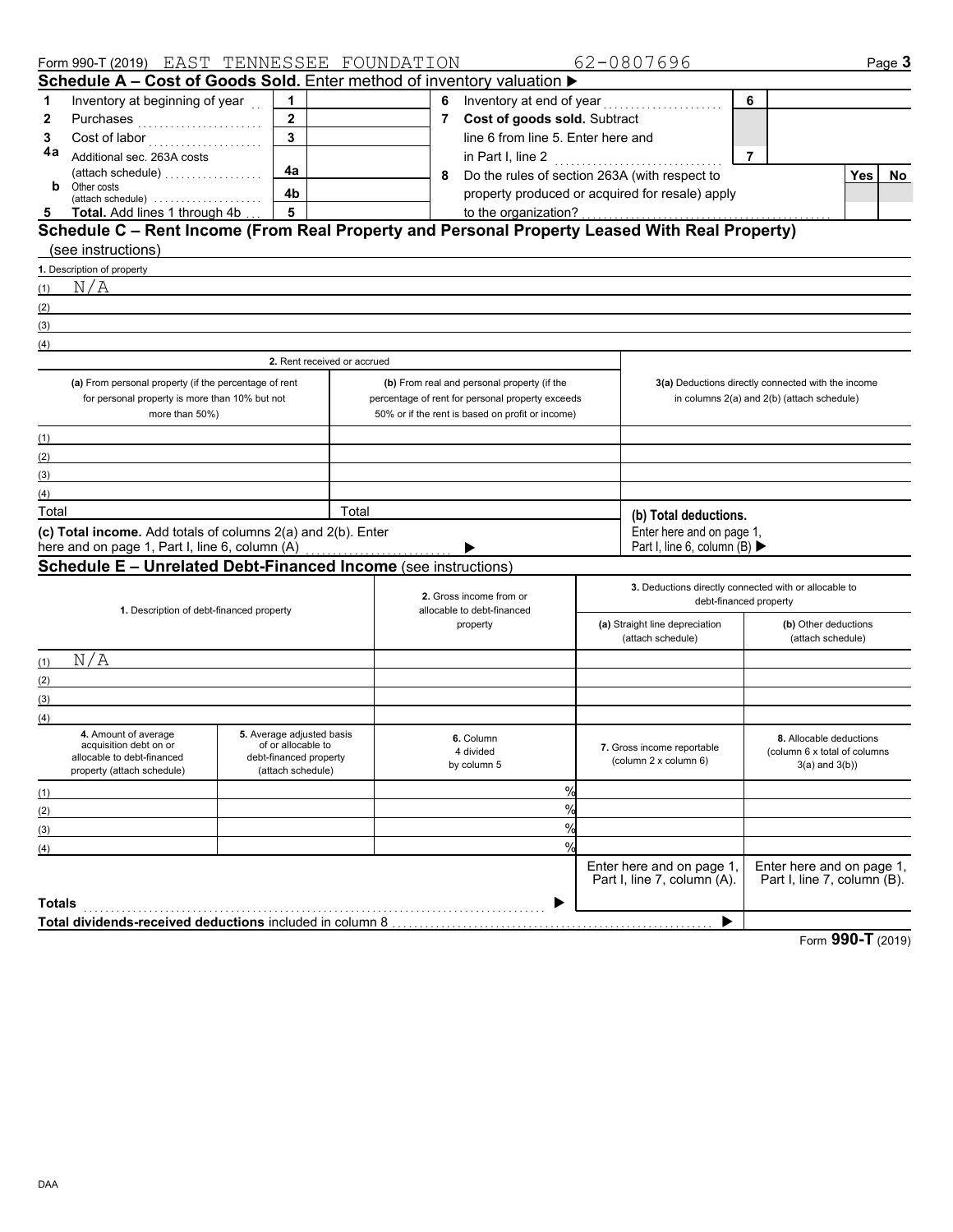Form 990-T (2019) EAST TENNESSEE FOUNDATION 62-0807696 Page **3**

## Schedule A – Cost of Goods Sold. Enter method of inventory valuation ▶

| | | | | | | | |
|---|---|---|---|---|---|---|---|
| 1 | Inventory at beginning of year | 1 | | 6 | Inventory at end of year | 6 | |
| 2 | Purchases | 2 | | 7 | **Cost of goods sold.** Subtract line 6 from line 5. Enter here and in Part I, line 2 | 7 | |
| 3 | Cost of labor | 3 | | | | | |
| 4a | Additional sec. 263A costs (attach schedule) | 4a | | 8 | Do the rules of section 263A (with respect to property produced or acquired for resale) apply to the organization? | | Yes / No |
| b | Other costs (attach schedule) | 4b | | | | | |
| 5 | **Total.** Add lines 1 through 4b | 5 | | | | | |

## Schedule C – Rent Income (From Real Property and Personal Property Leased With Real Property) (see instructions)

**1.** Description of property

(1) N/A

(2)

(3)

(4)

| | 2. Rent received or accrued | | |
|---|---|---|---|
| | (a) From personal property (if the percentage of rent for personal property is more than 10% but not more than 50%) | (b) From real and personal property (if the percentage of rent for personal property exceeds 50% or if the rent is based on profit or income) | 3(a) Deductions directly connected with the income in columns 2(a) and 2(b) (attach schedule) |
| (1) | | | |
| (2) | | | |
| (3) | | | |
| (4) | | | |
| Total | | Total | **(b) Total deductions.** Enter here and on page 1, Part I, line 6, column (B) ▶ |

**(c) Total income.** Add totals of columns 2(a) and 2(b). Enter here and on page 1, Part I, line 6, column (A) ▶

## Schedule E – Unrelated Debt-Financed Income (see instructions)

| | 1. Description of debt-financed property | 2. Gross income from or allocable to debt-financed property | 3. Deductions directly connected with or allocable to debt-financed property: (a) Straight line depreciation (attach schedule) | (b) Other deductions (attach schedule) |
|---|---|---|---|---|
| (1) | N/A | | | |
| (2) | | | | |
| (3) | | | | |
| (4) | | | | |

| | 4. Amount of average acquisition debt on or allocable to debt-financed property (attach schedule) | 5. Average adjusted basis of or allocable to debt-financed property (attach schedule) | 6. Column 4 divided by column 5 | 7. Gross income reportable (column 2 x column 6) | 8. Allocable deductions (column 6 x total of columns 3(a) and 3(b)) |
|---|---|---|---|---|---|
| (1) | | | % | | |
| (2) | | | % | | |
| (3) | | | % | | |
| (4) | | | % | | |
| | | | | Enter here and on page 1, Part I, line 7, column (A). | Enter here and on page 1, Part I, line 7, column (B). |
| **Totals** | | | ▶ | | |
| **Total dividends-received deductions** included in column 8 | | | | ▶ | |

Form **990-T** (2019)

DAA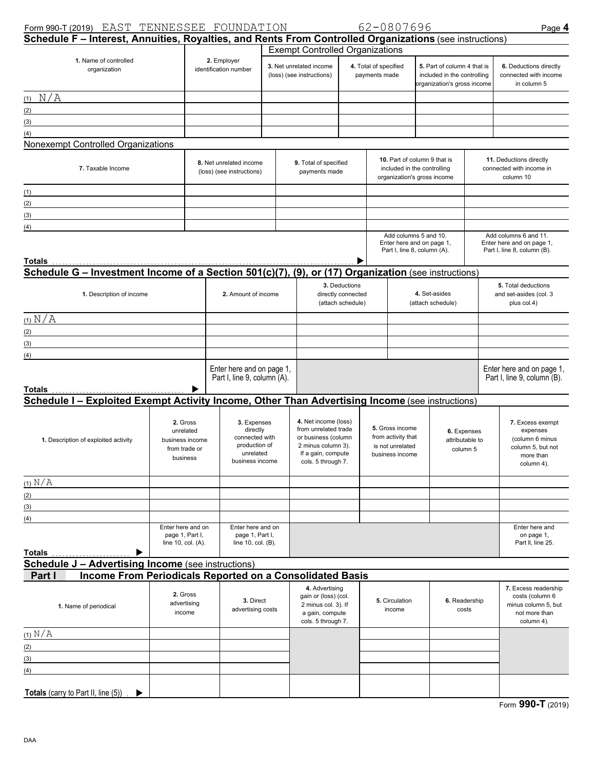Form 990-T (2019) EAST TENNESSEE FOUNDATION 62-0807696

## Schedule F – Interest, Annuities, Royalties, and Rents From Controlled Organizations (see instructions)

**Exempt Controlled Organizations**

| 1. Name of controlled organization | 2. Employer identification number | 3. Net unrelated income (loss) (see instructions) | 4. Total of specified payments made | 5. Part of column 4 that is included in the controlling organization's gross income | 6. Deductions directly connected with income in column 5 |
|---|---|---|---|---|---|
| (1) N/A | | | | | |
| (2) | | | | | |
| (3) | | | | | |
| (4) | | | | | |

**Nonexempt Controlled Organizations**

| 7. Taxable Income | 8. Net unrelated income (loss) (see instructions) | 9. Total of specified payments made | 10. Part of column 9 that is included in the controlling organization's gross income | 11. Deductions directly connected with income in column 10 |
|---|---|---|---|---|
| (1) | | | | |
| (2) | | | | |
| (3) | | | | |
| (4) | | | | |
| **Totals** ▶ | | | Add columns 5 and 10. Enter here and on page 1, Part I, line 8, column (A). | Add columns 6 and 11. Enter here and on page 1, Part I, line 8, column (B). |

## Schedule G – Investment Income of a Section 501(c)(7), (9), or (17) Organization (see instructions)

| 1. Description of income | 2. Amount of income | 3. Deductions directly connected (attach schedule) | 4. Set-asides (attach schedule) | 5. Total deductions and set-asides (col. 3 plus col.4) |
|---|---|---|---|---|
| (1) N/A | | | | |
| (2) | | | | |
| (3) | | | | |
| (4) | | | | |
| **Totals** ▶ | Enter here and on page 1, Part I, line 9, column (A). | | | Enter here and on page 1, Part I, line 9, column (B). |

## Schedule I – Exploited Exempt Activity Income, Other Than Advertising Income (see instructions)

| 1. Description of exploited activity | 2. Gross unrelated business income from trade or business | 3. Expenses directly connected with production of unrelated business income | 4. Net income (loss) from unrelated trade or business (column 2 minus column 3). If a gain, compute cols. 5 through 7. | 5. Gross income from activity that is not unrelated business income | 6. Expenses attributable to column 5 | 7. Excess exempt expenses (column 6 minus column 5, but not more than column 4). |
|---|---|---|---|---|---|---|
| (1) N/A | | | | | | |
| (2) | | | | | | |
| (3) | | | | | | |
| (4) | | | | | | |
| **Totals** ▶ | Enter here and on page 1, Part I, line 10, col. (A). | Enter here and on page 1, Part I, line 10, col. (B). | | | | Enter here and on page 1, Part II, line 25. |

## Schedule J – Advertising Income (see instructions)

### Part I Income From Periodicals Reported on a Consolidated Basis

| 1. Name of periodical | 2. Gross advertising income | 3. Direct advertising costs | 4. Advertising gain or (loss) (col. 2 minus col. 3). If a gain, compute cols. 5 through 7. | 5. Circulation income | 6. Readership costs | 7. Excess readership costs (column 6 minus column 5, but not more than column 4). |
|---|---|---|---|---|---|---|
| (1) N/A | | | | | | |
| (2) | | | | | | |
| (3) | | | | | | |
| (4) | | | | | | |
| **Totals** (carry to Part II, line (5)) ▶ | | | | | | |

Form **990-T** (2019)

DAA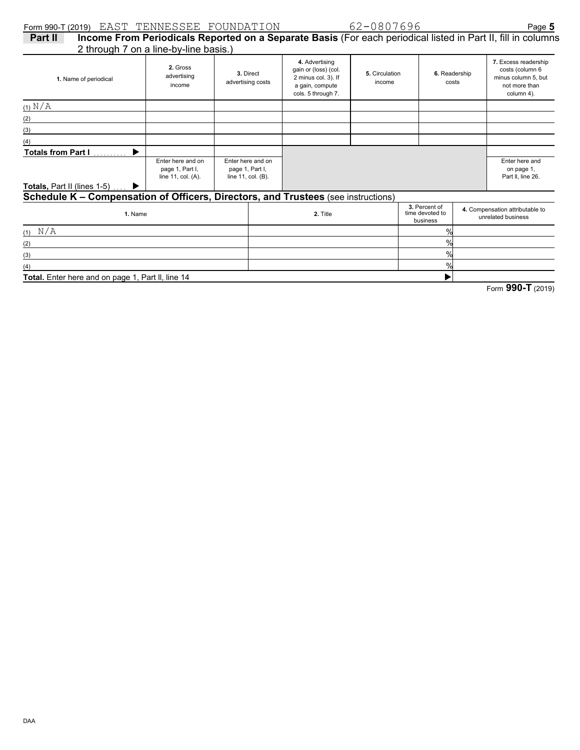Form 990-T (2019) EAST TENNESSEE FOUNDATION 62-0807696

**Part II** **Income From Periodicals Reported on a Separate Basis** (For each periodical listed in Part II, fill in columns 2 through 7 on a line-by-line basis.)

| 1. Name of periodical | 2. Gross advertising income | 3. Direct advertising costs | 4. Advertising gain or (loss) (col. 2 minus col. 3). If a gain, compute cols. 5 through 7. | 5. Circulation income | 6. Readership costs | 7. Excess readership costs (column 6 minus column 5, but not more than column 4). |
|---|---|---|---|---|---|---|
| (1) N/A | | | | | | |
| (2) | | | | | | |
| (3) | | | | | | |
| (4) | | | | | | |
| **Totals from Part I** ▶ | | | | | | |
| **Totals,** Part II (lines 1-5) ▶ | Enter here and on page 1, Part I, line 11, col. (A). | Enter here and on page 1, Part I, line 11, col. (B). | | | | Enter here and on page 1, Part II, line 26. |

## Schedule K – Compensation of Officers, Directors, and Trustees (see instructions)

| 1. Name | 2. Title | 3. Percent of time devoted to business | 4. Compensation attributable to unrelated business |
|---|---|---|---|
| (1) N/A | | % | |
| (2) | | % | |
| (3) | | % | |
| (4) | | % | |
| **Total.** Enter here and on page 1, Part II, line 14 | | ▶ | |

Form **990-T** (2019)

DAA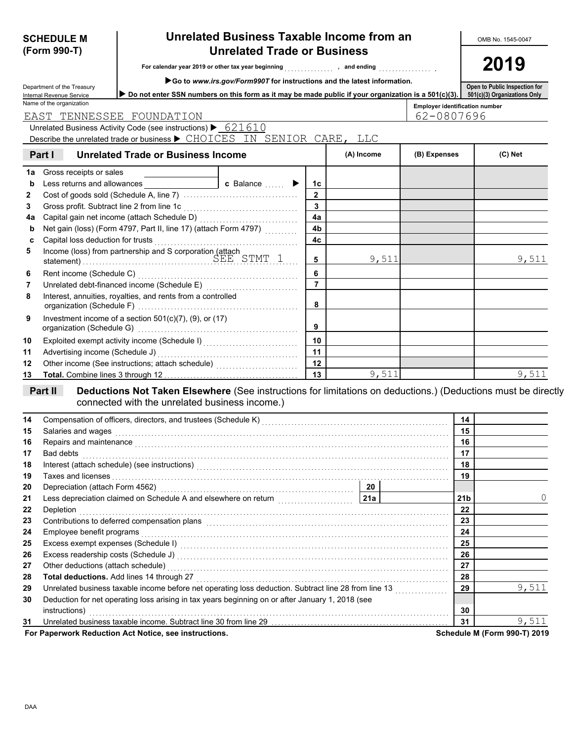**SCHEDULE M (Form 990-T)**

Department of the Treasury
Internal Revenue Service

# Unrelated Business Taxable Income from an Unrelated Trade or Business

For calendar year 2019 or other tax year beginning . . . . . . . . . . . . , and ending . . . . . . . . . . . . .

▶Go to *www.irs.gov/Form990T* for instructions and the latest information.

▶ Do not enter SSN numbers on this form as it may be made public if your organization is a 501(c)(3).

OMB No. 1545-0047

**2019**

Open to Public Inspection for 501(c)(3) Organizations Only

Name of the organization: EAST TENNESSEE FOUNDATION

Employer identification number: 62-0807696

Unrelated Business Activity Code (see instructions) ▶ 621610

Describe the unrelated trade or business ▶ CHOICES IN SENIOR CARE, LLC

## Part I Unrelated Trade or Business Income

| | | | (A) Income | (B) Expenses | (C) Net |
|---|---|---|---|---|---|
| 1a | Gross receipts or sales | | | | |
| b | Less returns and allowances c Balance ▶ | 1c | | | |
| 2 | Cost of goods sold (Schedule A, line 7) | 2 | | | |
| 3 | Gross profit. Subtract line 2 from line 1c | 3 | | | |
| 4a | Capital gain net income (attach Schedule D) | 4a | | | |
| b | Net gain (loss) (Form 4797, Part II, line 17) (attach Form 4797) | 4b | | | |
| c | Capital loss deduction for trusts | 4c | | | |
| 5 | Income (loss) from partnership and S corporation (attach statement) SEE STMT 1 | 5 | 9,511 | | 9,511 |
| 6 | Rent income (Schedule C) | 6 | | | |
| 7 | Unrelated debt-financed income (Schedule E) | 7 | | | |
| 8 | Interest, annuities, royalties, and rents from a controlled organization (Schedule F) | 8 | | | |
| 9 | Investment income of a section 501(c)(7), (9), or (17) organization (Schedule G) | 9 | | | |
| 10 | Exploited exempt activity income (Schedule I) | 10 | | | |
| 11 | Advertising income (Schedule J) | 11 | | | |
| 12 | Other income (See instructions; attach schedule) | 12 | | | |
| 13 | **Total.** Combine lines 3 through 12 | 13 | 9,511 | | 9,511 |

## Part II Deductions Not Taken Elsewhere (See instructions for limitations on deductions.) (Deductions must be directly connected with the unrelated business income.)

| | | | |
|---|---|---|---|
| 14 | Compensation of officers, directors, and trustees (Schedule K) | 14 | |
| 15 | Salaries and wages | 15 | |
| 16 | Repairs and maintenance | 16 | |
| 17 | Bad debts | 17 | |
| 18 | Interest (attach schedule) (see instructions) | 18 | |
| 19 | Taxes and licenses | 19 | |
| 20 | Depreciation (attach Form 4562) — 20 | | |
| 21 | Less depreciation claimed on Schedule A and elsewhere on return — 21a | 21b | 0 |
| 22 | Depletion | 22 | |
| 23 | Contributions to deferred compensation plans | 23 | |
| 24 | Employee benefit programs | 24 | |
| 25 | Excess exempt expenses (Schedule I) | 25 | |
| 26 | Excess readership costs (Schedule J) | 26 | |
| 27 | Other deductions (attach schedule) | 27 | |
| 28 | **Total deductions.** Add lines 14 through 27 | 28 | |
| 29 | Unrelated business taxable income before net operating loss deduction. Subtract line 28 from line 13 | 29 | 9,511 |
| 30 | Deduction for net operating loss arising in tax years beginning on or after January 1, 2018 (see instructions) | 30 | |
| 31 | Unrelated business taxable income. Subtract line 30 from line 29 | 31 | 9,511 |

**For Paperwork Reduction Act Notice, see instructions.**

**Schedule M (Form 990-T) 2019**

DAA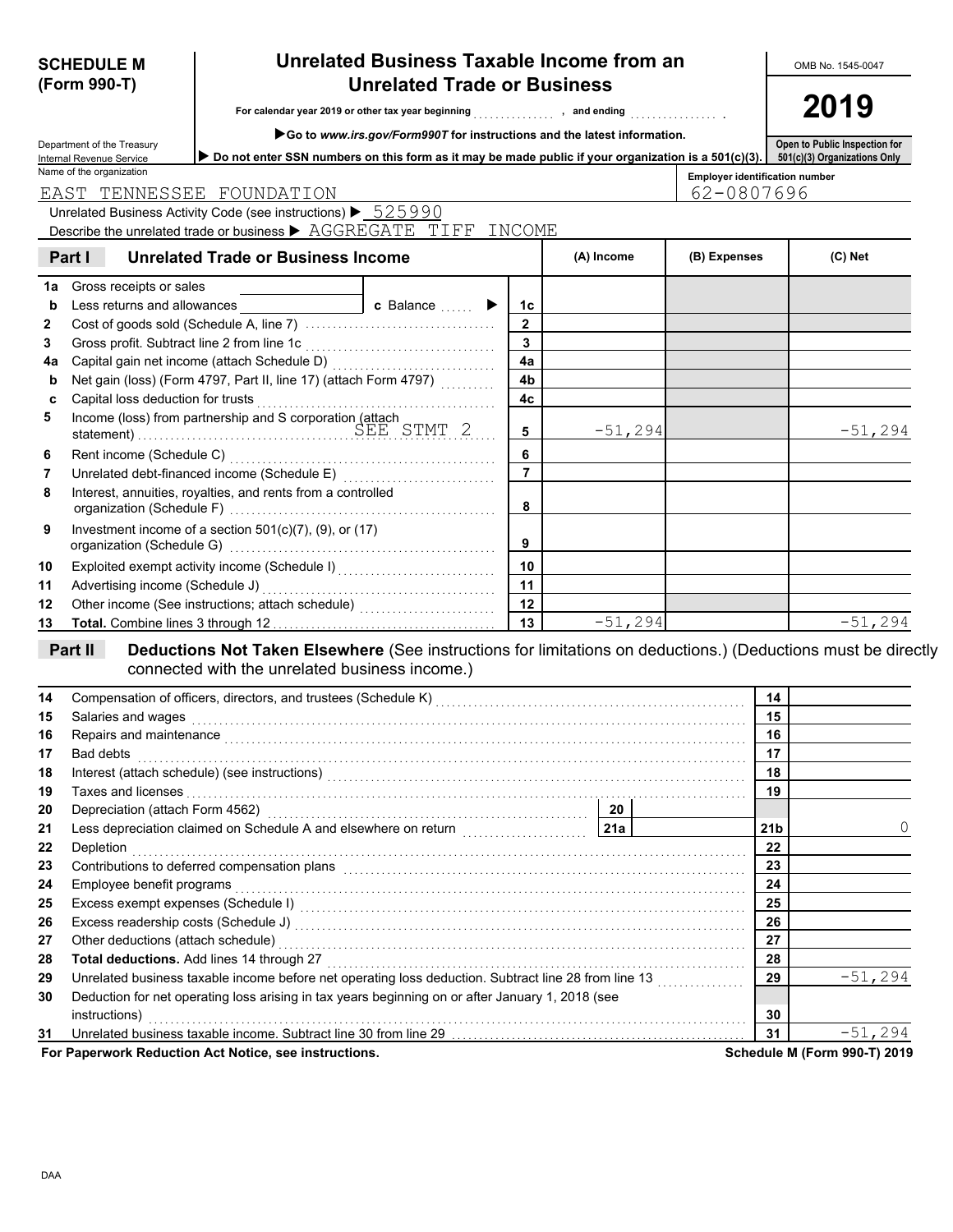**SCHEDULE M (Form 990-T)**

# Unrelated Business Taxable Income from an Unrelated Trade or Business

OMB No. 1545-0047

**2019**

For calendar year 2019 or other tax year beginning ..............., and ending ................

▶Go to *www.irs.gov/Form990T* for instructions and the latest information.

▶ Do not enter SSN numbers on this form as it may be made public if your organization is a 501(c)(3).

Open to Public Inspection for 501(c)(3) Organizations Only

Department of the Treasury
Internal Revenue Service

Name of the organization: EAST TENNESSEE FOUNDATION

Employer identification number: 62-0807696

Unrelated Business Activity Code (see instructions) ▶ 525990

Describe the unrelated trade or business ▶ AGGREGATE TIFF INCOME

## Part I Unrelated Trade or Business Income

| | | | (A) Income | (B) Expenses | (C) Net |
|---|---|---|---|---|---|
| 1a | Gross receipts or sales | | | | |
| b | Less returns and allowances ... c Balance ▶ | 1c | | | |
| 2 | Cost of goods sold (Schedule A, line 7) | 2 | | | |
| 3 | Gross profit. Subtract line 2 from line 1c | 3 | | | |
| 4a | Capital gain net income (attach Schedule D) | 4a | | | |
| b | Net gain (loss) (Form 4797, Part II, line 17) (attach Form 4797) | 4b | | | |
| c | Capital loss deduction for trusts | 4c | | | |
| 5 | Income (loss) from partnership and S corporation (attach statement) SEE STMT 2 | 5 | -51,294 | | -51,294 |
| 6 | Rent income (Schedule C) | 6 | | | |
| 7 | Unrelated debt-financed income (Schedule E) | 7 | | | |
| 8 | Interest, annuities, royalties, and rents from a controlled organization (Schedule F) | 8 | | | |
| 9 | Investment income of a section 501(c)(7), (9), or (17) organization (Schedule G) | 9 | | | |
| 10 | Exploited exempt activity income (Schedule I) | 10 | | | |
| 11 | Advertising income (Schedule J) | 11 | | | |
| 12 | Other income (See instructions; attach schedule) | 12 | | | |
| 13 | **Total.** Combine lines 3 through 12 | 13 | -51,294 | | -51,294 |

## Part II Deductions Not Taken Elsewhere (See instructions for limitations on deductions.) (Deductions must be directly connected with the unrelated business income.)

| | | | |
|---|---|---|---|
| 14 | Compensation of officers, directors, and trustees (Schedule K) | 14 | |
| 15 | Salaries and wages | 15 | |
| 16 | Repairs and maintenance | 16 | |
| 17 | Bad debts | 17 | |
| 18 | Interest (attach schedule) (see instructions) | 18 | |
| 19 | Taxes and licenses | 19 | |
| 20 | Depreciation (attach Form 4562) ... 20 | | |
| 21 | Less depreciation claimed on Schedule A and elsewhere on return ... 21a | 21b | 0 |
| 22 | Depletion | 22 | |
| 23 | Contributions to deferred compensation plans | 23 | |
| 24 | Employee benefit programs | 24 | |
| 25 | Excess exempt expenses (Schedule I) | 25 | |
| 26 | Excess readership costs (Schedule J) | 26 | |
| 27 | Other deductions (attach schedule) | 27 | |
| 28 | **Total deductions.** Add lines 14 through 27 | 28 | |
| 29 | Unrelated business taxable income before net operating loss deduction. Subtract line 28 from line 13 | 29 | -51,294 |
| 30 | Deduction for net operating loss arising in tax years beginning on or after January 1, 2018 (see instructions) | 30 | |
| 31 | Unrelated business taxable income. Subtract line 30 from line 29 | 31 | -51,294 |

**For Paperwork Reduction Act Notice, see instructions.** **Schedule M (Form 990-T) 2019**

DAA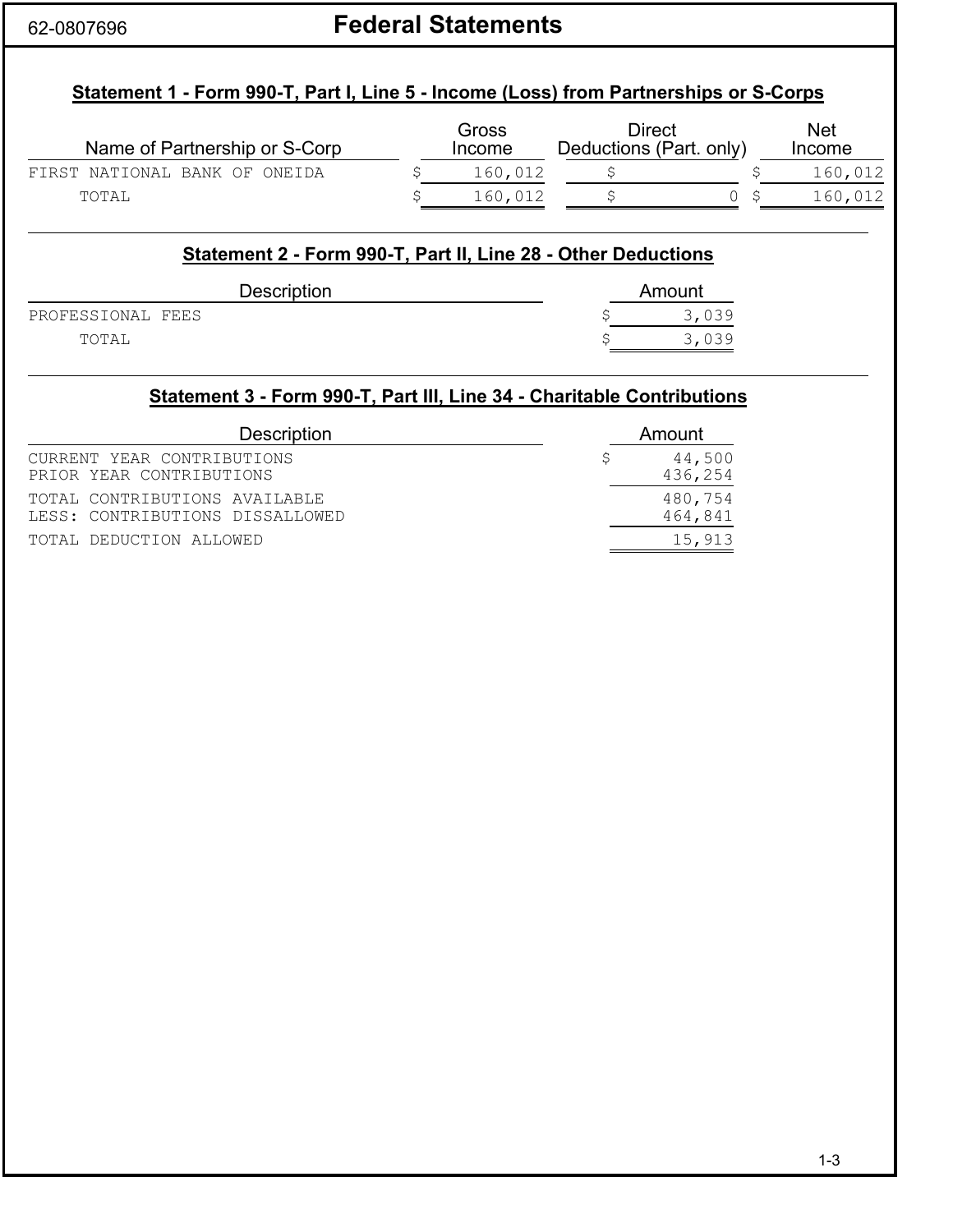62-0807696

# Federal Statements

## Statement 1 - Form 990-T, Part I, Line 5 - Income (Loss) from Partnerships or S-Corps

| Name of Partnership or S-Corp | Gross Income | Direct Deductions (Part. only) | Net Income |
|---|---|---|---|
| FIRST NATIONAL BANK OF ONEIDA | $ 160,012 | $ | $ 160,012 |
| TOTAL | $ 160,012 | $ 0 | $ 160,012 |

## Statement 2 - Form 990-T, Part II, Line 28 - Other Deductions

| Description | Amount |
|---|---|
| PROFESSIONAL FEES | $ 3,039 |
| TOTAL | $ 3,039 |

## Statement 3 - Form 990-T, Part III, Line 34 - Charitable Contributions

| Description | Amount |
|---|---|
| CURRENT YEAR CONTRIBUTIONS | $ 44,500 |
| PRIOR YEAR CONTRIBUTIONS | 436,254 |
| TOTAL CONTRIBUTIONS AVAILABLE | 480,754 |
| LESS: CONTRIBUTIONS DISSALLOWED | 464,841 |
| TOTAL DEDUCTION ALLOWED | 15,913 |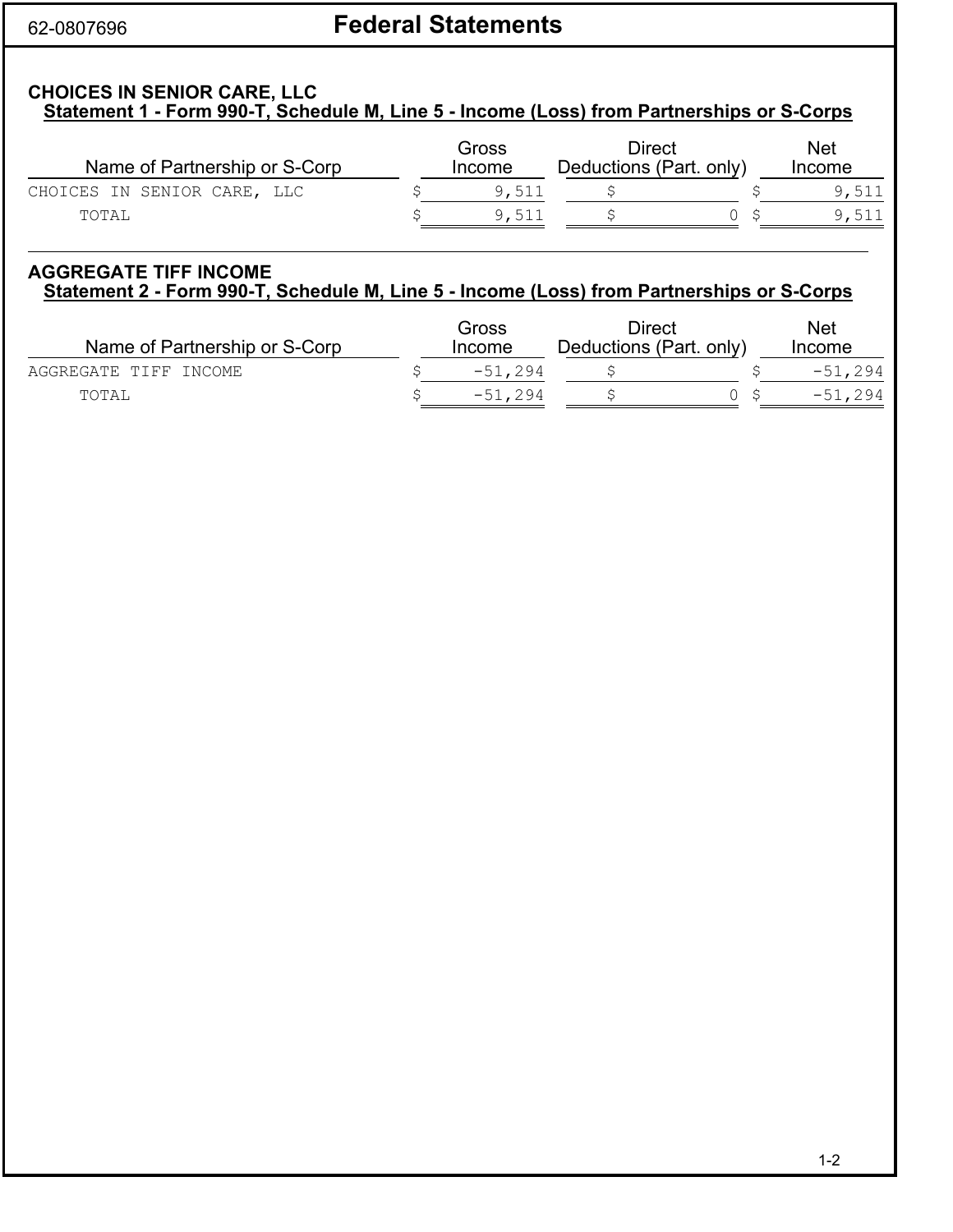62-0807696 **Federal Statements**

## CHOICES IN SENIOR CARE, LLC

### Statement 1 - Form 990-T, Schedule M, Line 5 - Income (Loss) from Partnerships or S-Corps

| Name of Partnership or S-Corp | Gross Income | Direct Deductions (Part. only) | Net Income |
|---|---|---|---|
| CHOICES IN SENIOR CARE, LLC | $ 9,511 | $ | $ 9,511 |
| TOTAL | $ 9,511 | $ 0 | $ 9,511 |

## AGGREGATE TIFF INCOME

### Statement 2 - Form 990-T, Schedule M, Line 5 - Income (Loss) from Partnerships or S-Corps

| Name of Partnership or S-Corp | Gross Income | Direct Deductions (Part. only) | Net Income |
|---|---|---|---|
| AGGREGATE TIFF INCOME | $ -51,294 | $ | $ -51,294 |
| TOTAL | $ -51,294 | $ 0 | $ -51,294 |